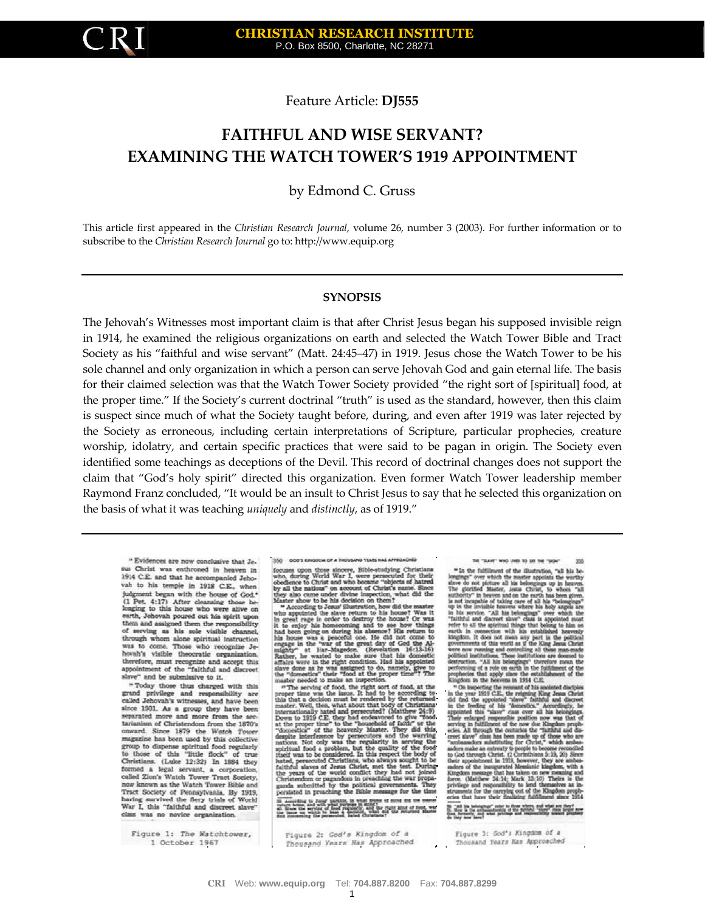Feature Article: **DJ555**

# FAITHFUL AND WISE SERVANT? EXAMINING THE WATCH TOWER'S 1919 APPOINTMENT

by Edmond C. Gruss

This article first appeared in the *Christian Research Journal*, volume 26, number 3 (2003). For further information or to subscribe to the *Christian Research Journal* go to: http://www.equip.org

## SYNOPSIS

The Jehovah's Witnesses most important claim is that after Christ Jesus began his supposed invisible reign in 1914, he examined the religious organizations on earth and selected the Watch Tower Bible and Tract Society as his "faithful and wise servant" (Matt. 24:45–47) in 1919. Jesus chose the Watch Tower to be his sole channel and only organization in which a person can serve Jehovah God and gain eternal life. The basis for their claimed selection was that the Watch Tower Society provided "the right sort of [spiritual] food, at the proper time." If the Society's current doctrinal "truth" is used as the standard, however, then this claim is suspect since much of what the Society taught before, during, and even after 1919 was later rejected by the Society as erroneous, including certain interpretations of Scripture, particular prophecies, creature worship, idolatry, and certain specific practices that were said to be pagan in origin. The Society even identified some teachings as deceptions of the Devil. This record of doctrinal changes does not support the claim that "God's holy spirit" directed this organization. Even former Watch Tower leadership member Raymond Franz concluded, "It would be an insult to Christ Jesus to say that he selected this organization on the basis of what it was teaching *uniquely* and *distinctly*, as of 1919."

---

Figure 1: *The Watchtower*, 1 October 1967

Figure 2: *God's Kingdom of a Thousand Years Has Approached*

Figure 3: *God's Kingdom of a Thousand Years Has Approached*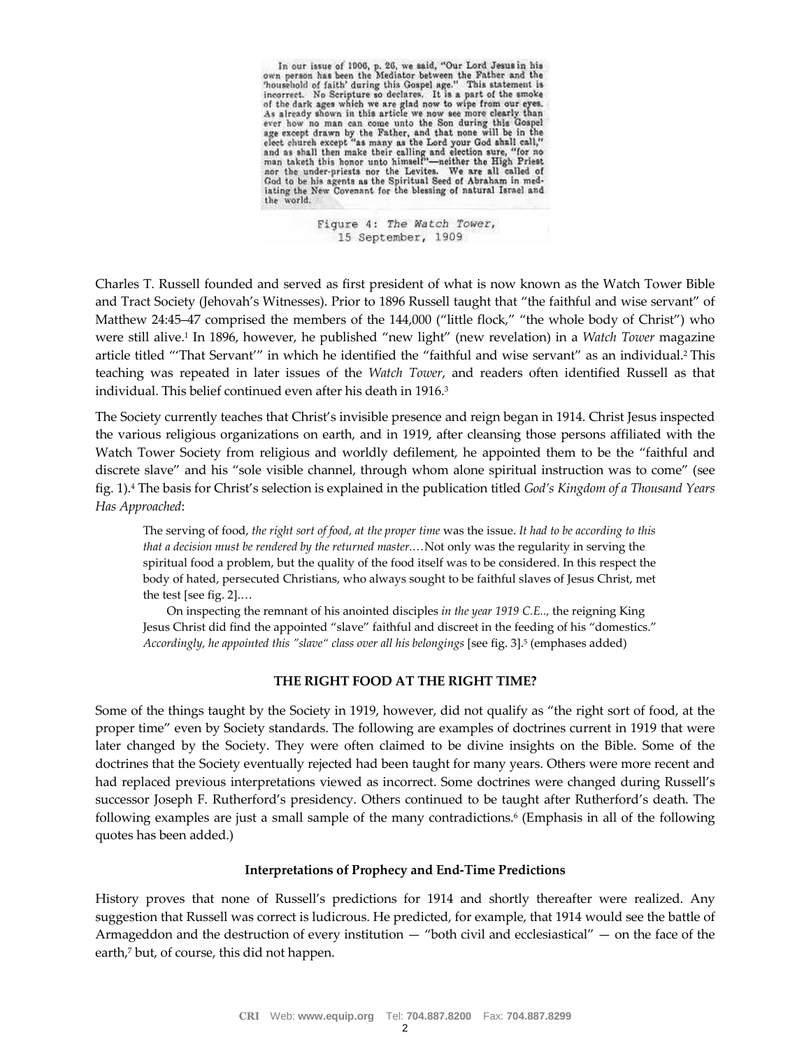In our issue of 1906, p. 26, we said, "Our Lord Jesus in his own person has been the Mediator between the Father and the 'household of faith' during this Gospel age." This statement is incorrect. No Scripture so declares. It is a part of the smoke of the dark ages which we are glad now to wipe from our eyes. As already shown in this article we now see more clearly than ever how no man can come unto the Son during this Gospel age except drawn by the Father, and that none will be in the elect church except "as many as the Lord your God shall call," and as shall then make their calling and election sure, "for no man taketh this honor unto himself"—neither the High Priest nor the under-priests nor the Levites. We are all called of God to be his agents as the Spiritual Seed of Abraham in mediating the New Covenant for the blessing of natural Israel and the world.

Figure 4: *The Watch Tower*, 15 September, 1909

Charles T. Russell founded and served as first president of what is now known as the Watch Tower Bible and Tract Society (Jehovah's Witnesses). Prior to 1896 Russell taught that "the faithful and wise servant" of Matthew 24:45–47 comprised the members of the 144,000 ("little flock," "the whole body of Christ") who were still alive.[1] In 1896, however, he published "new light" (new revelation) in a *Watch Tower* magazine article titled "'That Servant'" in which he identified the "faithful and wise servant" as an individual.[2] This teaching was repeated in later issues of the *Watch Tower*, and readers often identified Russell as that individual. This belief continued even after his death in 1916.[3]

The Society currently teaches that Christ's invisible presence and reign began in 1914. Christ Jesus inspected the various religious organizations on earth, and in 1919, after cleansing those persons affiliated with the Watch Tower Society from religious and worldly defilement, he appointed them to be the "faithful and discrete slave" and his "sole visible channel, through whom alone spiritual instruction was to come" (see fig. 1).[4] The basis for Christ's selection is explained in the publication titled *God's Kingdom of a Thousand Years Has Approached*:

> The serving of food, *the right sort of food, at the proper time* was the issue. *It had to be according to this that a decision must be rendered by the returned master.…* Not only was the regularity in serving the spiritual food a problem, but the quality of the food itself was to be considered. In this respect the body of hated, persecuted Christians, who always sought to be faithful slaves of Jesus Christ, met the test [see fig. 2].…
>
> On inspecting the remnant of his anointed disciples *in the year 1919 C.E.*, the reigning King Jesus Christ did find the appointed "slave" faithful and discreet in the feeding of his "domestics." *Accordingly, he appointed this "slave" class over all his belongings* [see fig. 3].[5] (emphases added)

**THE RIGHT FOOD AT THE RIGHT TIME?**

Some of the things taught by the Society in 1919, however, did not qualify as "the right sort of food, at the proper time" even by Society standards. The following are examples of doctrines current in 1919 that were later changed by the Society. They were often claimed to be divine insights on the Bible. Some of the doctrines that the Society eventually rejected had been taught for many years. Others were more recent and had replaced previous interpretations viewed as incorrect. Some doctrines were changed during Russell's successor Joseph F. Rutherford's presidency. Others continued to be taught after Rutherford's death. The following examples are just a small sample of the many contradictions.[6] (Emphasis in all of the following quotes has been added.)

**Interpretations of Prophecy and End-Time Predictions**

History proves that none of Russell's predictions for 1914 and shortly thereafter were realized. Any suggestion that Russell was correct is ludicrous. He predicted, for example, that 1914 would see the battle of Armageddon and the destruction of every institution — "both civil and ecclesiastical" — on the face of the earth,[7] but, of course, this did not happen.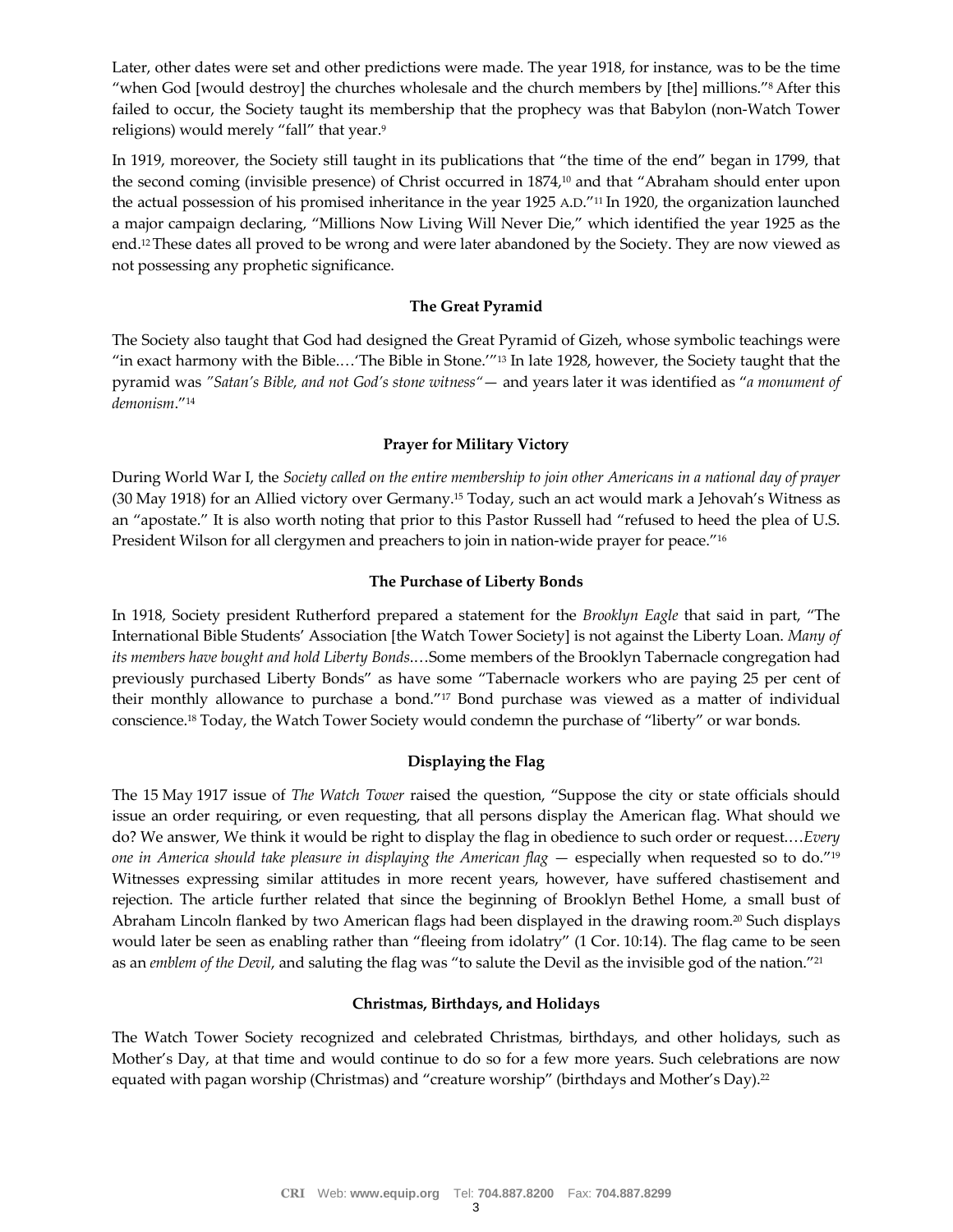Later, other dates were set and other predictions were made. The year 1918, for instance, was to be the time "when God [would destroy] the churches wholesale and the church members by [the] millions."[8] After this failed to occur, the Society taught its membership that the prophecy was that Babylon (non-Watch Tower religions) would merely "fall" that year.[9]

In 1919, moreover, the Society still taught in its publications that "the time of the end" began in 1799, that the second coming (invisible presence) of Christ occurred in 1874,[10] and that "Abraham should enter upon the actual possession of his promised inheritance in the year 1925 A.D."[11] In 1920, the organization launched a major campaign declaring, "Millions Now Living Will Never Die," which identified the year 1925 as the end.[12] These dates all proved to be wrong and were later abandoned by the Society. They are now viewed as not possessing any prophetic significance.

### The Great Pyramid

The Society also taught that God had designed the Great Pyramid of Gizeh, whose symbolic teachings were "in exact harmony with the Bible.…'The Bible in Stone.'"[13] In late 1928, however, the Society taught that the pyramid was *"Satan's Bible, and not God's stone witness"*— and years later it was identified as "*a monument of demonism*."[14]

### Prayer for Military Victory

During World War I, the *Society called on the entire membership to join other Americans in a national day of prayer* (30 May 1918) for an Allied victory over Germany.[15] Today, such an act would mark a Jehovah's Witness as an "apostate." It is also worth noting that prior to this Pastor Russell had "refused to heed the plea of U.S. President Wilson for all clergymen and preachers to join in nation-wide prayer for peace."[16]

### The Purchase of Liberty Bonds

In 1918, Society president Rutherford prepared a statement for the *Brooklyn Eagle* that said in part, "The International Bible Students' Association [the Watch Tower Society] is not against the Liberty Loan. *Many of its members have bought and hold Liberty Bonds*.…Some members of the Brooklyn Tabernacle congregation had previously purchased Liberty Bonds" as have some "Tabernacle workers who are paying 25 per cent of their monthly allowance to purchase a bond."[17] Bond purchase was viewed as a matter of individual conscience.[18] Today, the Watch Tower Society would condemn the purchase of "liberty" or war bonds.

### Displaying the Flag

The 15 May 1917 issue of *The Watch Tower* raised the question, "Suppose the city or state officials should issue an order requiring, or even requesting, that all persons display the American flag. What should we do? We answer, We think it would be right to display the flag in obedience to such order or request.…*Every one in America should take pleasure in displaying the American flag* — especially when requested so to do."[19] Witnesses expressing similar attitudes in more recent years, however, have suffered chastisement and rejection. The article further related that since the beginning of Brooklyn Bethel Home, a small bust of Abraham Lincoln flanked by two American flags had been displayed in the drawing room.[20] Such displays would later be seen as enabling rather than "fleeing from idolatry" (1 Cor. 10:14). The flag came to be seen as an *emblem of the Devil*, and saluting the flag was "to salute the Devil as the invisible god of the nation."[21]

### Christmas, Birthdays, and Holidays

The Watch Tower Society recognized and celebrated Christmas, birthdays, and other holidays, such as Mother's Day, at that time and would continue to do so for a few more years. Such celebrations are now equated with pagan worship (Christmas) and "creature worship" (birthdays and Mother's Day).[22]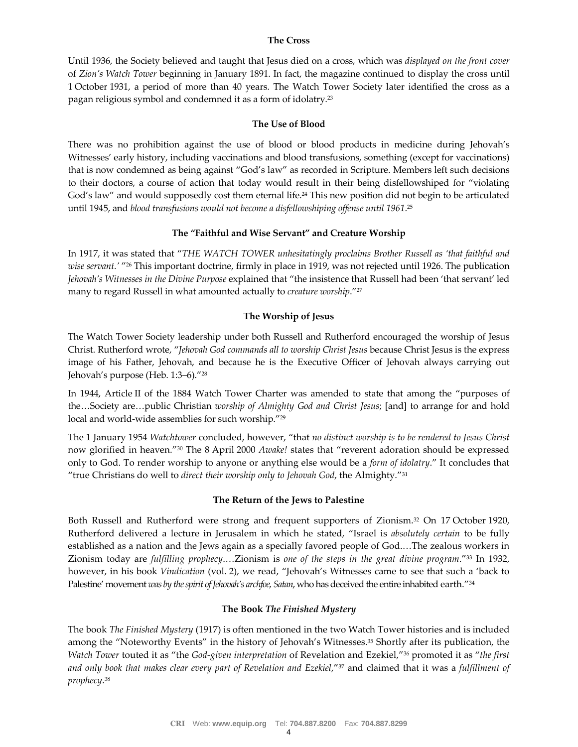### The Cross

Until 1936, the Society believed and taught that Jesus died on a cross, which was *displayed on the front cover* of *Zion's Watch Tower* beginning in January 1891. In fact, the magazine continued to display the cross until 1 October 1931, a period of more than 40 years. The Watch Tower Society later identified the cross as a pagan religious symbol and condemned it as a form of idolatry.[23]

### The Use of Blood

There was no prohibition against the use of blood or blood products in medicine during Jehovah's Witnesses' early history, including vaccinations and blood transfusions, something (except for vaccinations) that is now condemned as being against "God's law" as recorded in Scripture. Members left such decisions to their doctors, a course of action that today would result in their being disfellowshiped for "violating God's law" and would supposedly cost them eternal life.[24] This new position did not begin to be articulated until 1945, and *blood transfusions would not become a disfellowshiping offense until 1961*.[25]

### The "Faithful and Wise Servant" and Creature Worship

In 1917, it was stated that "*THE WATCH TOWER unhesitatingly proclaims Brother Russell as 'that faithful and wise servant.'* "[26] This important doctrine, firmly in place in 1919, was not rejected until 1926. The publication *Jehovah's Witnesses in the Divine Purpose* explained that "the insistence that Russell had been 'that servant' led many to regard Russell in what amounted actually to *creature worship*."[27]

### The Worship of Jesus

The Watch Tower Society leadership under both Russell and Rutherford encouraged the worship of Jesus Christ. Rutherford wrote, "*Jehovah God commands all to worship Christ Jesus* because Christ Jesus is the express image of his Father, Jehovah, and because he is the Executive Officer of Jehovah always carrying out Jehovah's purpose (Heb. 1:3–6)."[28]

In 1944, Article II of the 1884 Watch Tower Charter was amended to state that among the "purposes of the…Society are…public Christian *worship of Almighty God and Christ Jesus*; [and] to arrange for and hold local and world-wide assemblies for such worship."[29]

The 1 January 1954 *Watchtower* concluded, however, "that *no distinct worship is to be rendered to Jesus Christ* now glorified in heaven."[30] The 8 April 2000 *Awake!* states that "reverent adoration should be expressed only to God. To render worship to anyone or anything else would be a *form of idolatry*." It concludes that "true Christians do well to *direct their worship only to Jehovah God*, the Almighty."[31]

### The Return of the Jews to Palestine

Both Russell and Rutherford were strong and frequent supporters of Zionism.[32] On 17 October 1920, Rutherford delivered a lecture in Jerusalem in which he stated, "Israel is *absolutely certain* to be fully established as a nation and the Jews again as a specially favored people of God.…The zealous workers in Zionism today are *fulfilling prophecy*.…Zionism is *one of the steps in the great divine program*."[33] In 1932, however, in his book *Vindication* (vol. 2), we read, "Jehovah's Witnesses came to see that such a 'back to Palestine' movement *was by the spirit of Jehovah's archfoe, Satan*, who has deceived the entire inhabited earth."[34]

### The Book *The Finished Mystery*

The book *The Finished Mystery* (1917) is often mentioned in the two Watch Tower histories and is included among the "Noteworthy Events" in the history of Jehovah's Witnesses.[35] Shortly after its publication, the *Watch Tower* touted it as "the *God-given interpretation* of Revelation and Ezekiel,"[36] promoted it as "*the first and only book that makes clear every part of Revelation and Ezekiel*,"[37] and claimed that it was a *fulfillment of prophecy*.[38]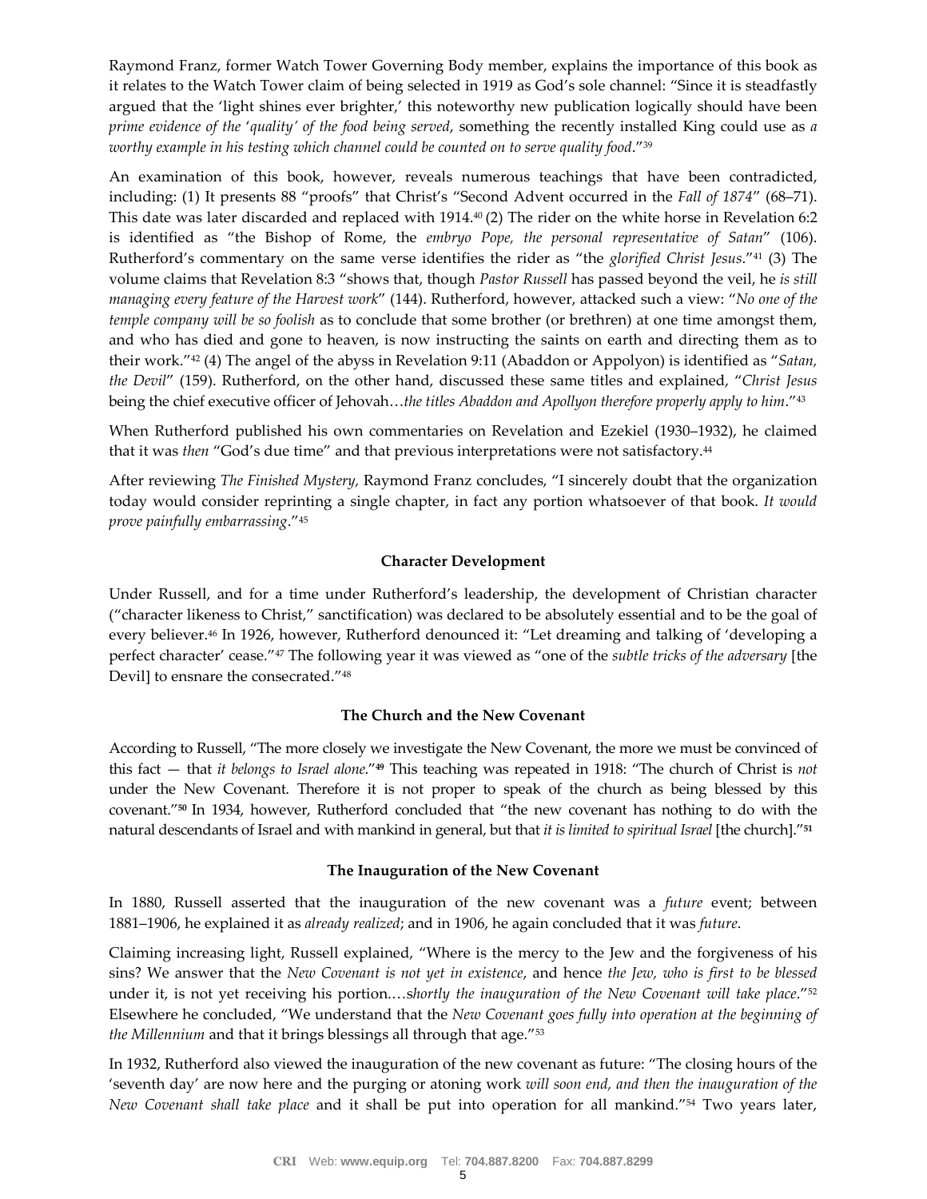Raymond Franz, former Watch Tower Governing Body member, explains the importance of this book as it relates to the Watch Tower claim of being selected in 1919 as God's sole channel: "Since it is steadfastly argued that the 'light shines ever brighter,' this noteworthy new publication logically should have been *prime evidence of the 'quality' of the food being served*, something the recently installed King could use as *a worthy example in his testing which channel could be counted on to serve quality food*."[39]

An examination of this book, however, reveals numerous teachings that have been contradicted, including: (1) It presents 88 "proofs" that Christ's "Second Advent occurred in the *Fall of 1874*" (68–71). This date was later discarded and replaced with 1914.[40] (2) The rider on the white horse in Revelation 6:2 is identified as "the Bishop of Rome, the *embryo Pope, the personal representative of Satan*" (106). Rutherford's commentary on the same verse identifies the rider as "the *glorified Christ Jesus*."[41] (3) The volume claims that Revelation 8:3 "shows that, though *Pastor Russell* has passed beyond the veil, he *is still managing every feature of the Harvest work*" (144). Rutherford, however, attacked such a view: "*No one of the temple company will be so foolish* as to conclude that some brother (or brethren) at one time amongst them, and who has died and gone to heaven, is now instructing the saints on earth and directing them as to their work."[42] (4) The angel of the abyss in Revelation 9:11 (Abaddon or Appolyon) is identified as "*Satan, the Devil*" (159). Rutherford, on the other hand, discussed these same titles and explained, "*Christ Jesus* being the chief executive officer of Jehovah…*the titles Abaddon and Apollyon therefore properly apply to him*."[43]

When Rutherford published his own commentaries on Revelation and Ezekiel (1930–1932), he claimed that it was *then* "God's due time" and that previous interpretations were not satisfactory.[44]

After reviewing *The Finished Mystery,* Raymond Franz concludes, "I sincerely doubt that the organization today would consider reprinting a single chapter, in fact any portion whatsoever of that book. *It would prove painfully embarrassing*."[45]

### Character Development

Under Russell, and for a time under Rutherford's leadership, the development of Christian character ("character likeness to Christ," sanctification) was declared to be absolutely essential and to be the goal of every believer.[46] In 1926, however, Rutherford denounced it: "Let dreaming and talking of 'developing a perfect character' cease."[47] The following year it was viewed as "one of the *subtle tricks of the adversary* [the Devil] to ensnare the consecrated."[48]

### The Church and the New Covenant

According to Russell, "The more closely we investigate the New Covenant, the more we must be convinced of this fact — that *it belongs to Israel alone*."[49] This teaching was repeated in 1918: "The church of Christ is *not* under the New Covenant. Therefore it is not proper to speak of the church as being blessed by this covenant."[50] In 1934, however, Rutherford concluded that "the new covenant has nothing to do with the natural descendants of Israel and with mankind in general, but that *it is limited to spiritual Israel* [the church]."[51]

### The Inauguration of the New Covenant

In 1880, Russell asserted that the inauguration of the new covenant was a *future* event; between 1881–1906, he explained it as *already realized*; and in 1906, he again concluded that it was *future*.

Claiming increasing light, Russell explained, "Where is the mercy to the Jew and the forgiveness of his sins? We answer that the *New Covenant is not yet in existence*, and hence *the Jew, who is first to be blessed* under it, is not yet receiving his portion.…*shortly the inauguration of the New Covenant will take place*."[52] Elsewhere he concluded, "We understand that the *New Covenant goes fully into operation at the beginning of the Millennium* and that it brings blessings all through that age."[53]

In 1932, Rutherford also viewed the inauguration of the new covenant as future: "The closing hours of the 'seventh day' are now here and the purging or atoning work *will soon end, and then the inauguration of the New Covenant shall take place* and it shall be put into operation for all mankind."[54] Two years later,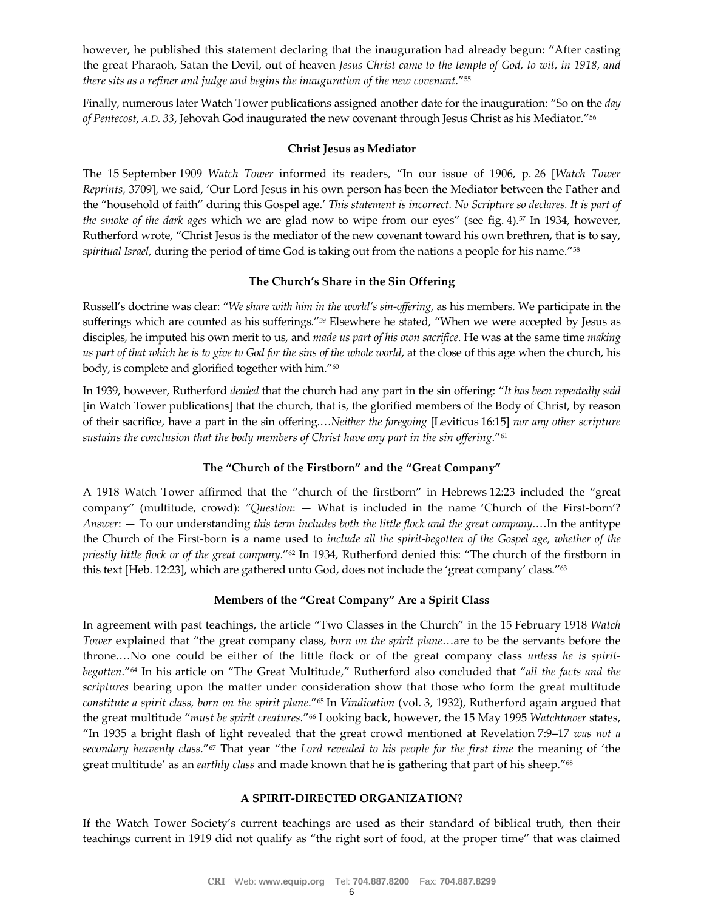however, he published this statement declaring that the inauguration had already begun: "After casting the great Pharaoh, Satan the Devil, out of heaven *Jesus Christ came to the temple of God, to wit, in 1918, and there sits as a refiner and judge and begins the inauguration of the new covenant*."[55]

Finally, numerous later Watch Tower publications assigned another date for the inauguration: "So on the *day of Pentecost*, *A.D. 33*, Jehovah God inaugurated the new covenant through Jesus Christ as his Mediator."[56]

**Christ Jesus as Mediator**

The 15 September 1909 *Watch Tower* informed its readers, "In our issue of 1906, p. 26 [*Watch Tower Reprints*, 3709], we said, 'Our Lord Jesus in his own person has been the Mediator between the Father and the "household of faith" during this Gospel age.' *This statement is incorrect. No Scripture so declares. It is part of the smoke of the dark ages* which we are glad now to wipe from our eyes" (see fig. 4).[57] In 1934, however, Rutherford wrote, "Christ Jesus is the mediator of the new covenant toward his own brethren**,** that is to say, *spiritual Israel*, during the period of time God is taking out from the nations a people for his name."[58]

**The Church's Share in the Sin Offering**

Russell's doctrine was clear: "*We share with him in the world's sin-offering*, as his members. We participate in the sufferings which are counted as his sufferings."[59] Elsewhere he stated, "When we were accepted by Jesus as disciples, he imputed his own merit to us, and *made us part of his own sacrifice*. He was at the same time *making us part of that which he is to give to God for the sins of the whole world*, at the close of this age when the church, his body, is complete and glorified together with him."[60]

In 1939, however, Rutherford *denied* that the church had any part in the sin offering: "*It has been repeatedly said* [in Watch Tower publications] that the church, that is, the glorified members of the Body of Christ, by reason of their sacrifice, have a part in the sin offering.…*Neither the foregoing* [Leviticus 16:15] *nor any other scripture sustains the conclusion that the body members of Christ have any part in the sin offering*."[61]

**The "Church of the Firstborn" and the "Great Company"**

A 1918 Watch Tower affirmed that the "church of the firstborn" in Hebrews 12:23 included the "great company" (multitude, crowd): *"Question*: — What is included in the name 'Church of the First-born'? *Answer*: — To our understanding *this term includes both the little flock and the great company*.…In the antitype the Church of the First-born is a name used to *include all the spirit-begotten of the Gospel age, whether of the priestly little flock or of the great company*."[62] In 1934, Rutherford denied this: "The church of the firstborn in this text [Heb. 12:23], which are gathered unto God, does not include the 'great company' class."[63]

**Members of the "Great Company" Are a Spirit Class**

In agreement with past teachings, the article "Two Classes in the Church" in the 15 February 1918 *Watch Tower* explained that "the great company class, *born on the spirit plane*…are to be the servants before the throne.…No one could be either of the little flock or of the great company class *unless he is spirit-begotten*."[64] In his article on "The Great Multitude," Rutherford also concluded that "*all the facts and the scriptures* bearing upon the matter under consideration show that those who form the great multitude *constitute a spirit class, born on the spirit plane*."[65] In *Vindication* (vol. 3, 1932), Rutherford again argued that the great multitude "*must be spirit creatures*."[66] Looking back, however, the 15 May 1995 *Watchtower* states, "In 1935 a bright flash of light revealed that the great crowd mentioned at Revelation 7:9–17 *was not a secondary heavenly class*."[67] That year "the *Lord revealed to his people for the first time* the meaning of 'the great multitude' as an *earthly class* and made known that he is gathering that part of his sheep."[68]

**A SPIRIT-DIRECTED ORGANIZATION?**

If the Watch Tower Society's current teachings are used as their standard of biblical truth, then their teachings current in 1919 did not qualify as "the right sort of food, at the proper time" that was claimed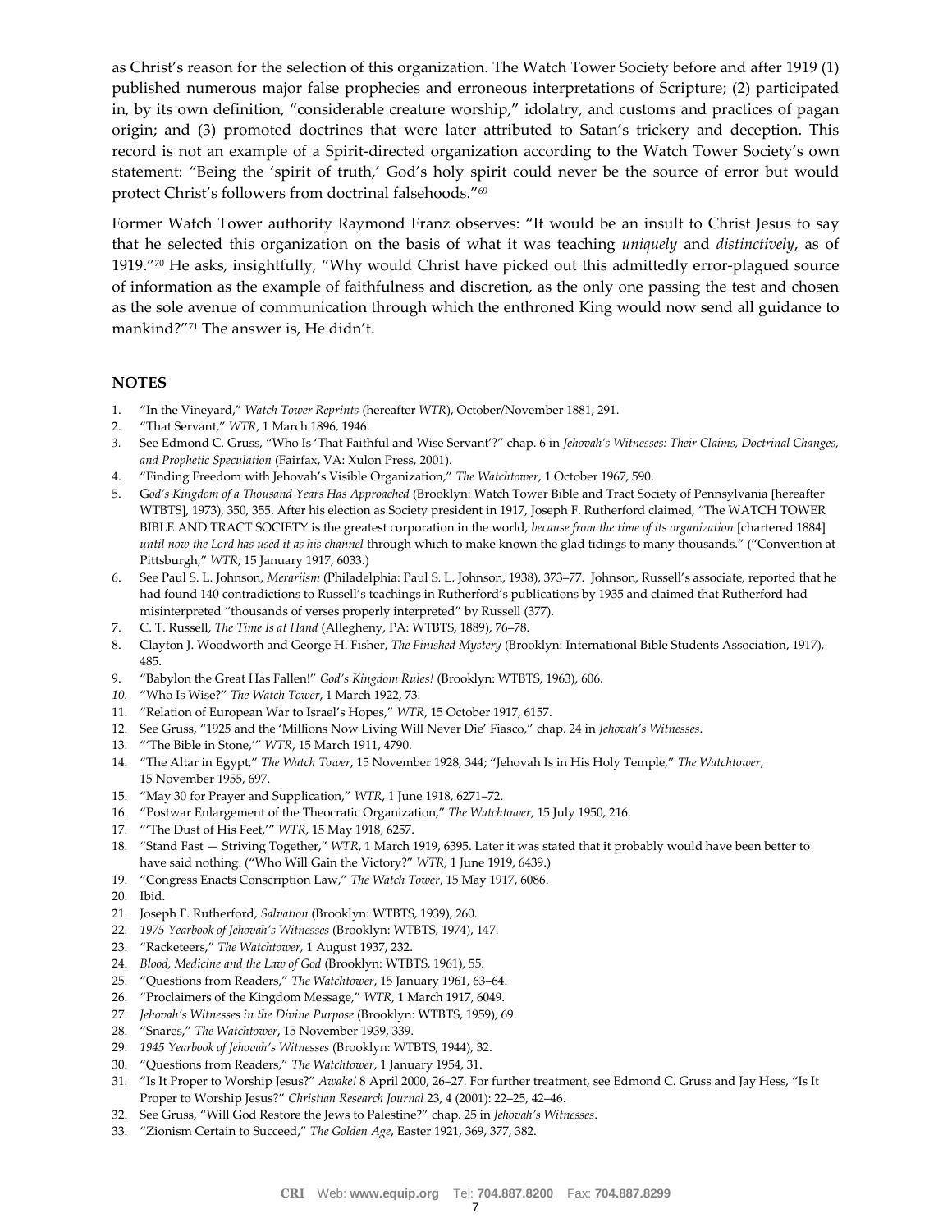as Christ's reason for the selection of this organization. The Watch Tower Society before and after 1919 (1) published numerous major false prophecies and erroneous interpretations of Scripture; (2) participated in, by its own definition, "considerable creature worship," idolatry, and customs and practices of pagan origin; and (3) promoted doctrines that were later attributed to Satan's trickery and deception. This record is not an example of a Spirit-directed organization according to the Watch Tower Society's own statement: "Being the 'spirit of truth,' God's holy spirit could never be the source of error but would protect Christ's followers from doctrinal falsehoods."[69]

Former Watch Tower authority Raymond Franz observes: "It would be an insult to Christ Jesus to say that he selected this organization on the basis of what it was teaching *uniquely* and *distinctively*, as of 1919."[70] He asks, insightfully, "Why would Christ have picked out this admittedly error-plagued source of information as the example of faithfulness and discretion, as the only one passing the test and chosen as the sole avenue of communication through which the enthroned King would now send all guidance to mankind?"[71] The answer is, He didn't.

## NOTES

1. "In the Vineyard," *Watch Tower Reprints* (hereafter *WTR*), October/November 1881, 291.
2. "That Servant," *WTR*, 1 March 1896, 1946.
3. See Edmond C. Gruss, "Who Is 'That Faithful and Wise Servant'?" chap. 6 in *Jehovah's Witnesses: Their Claims, Doctrinal Changes, and Prophetic Speculation* (Fairfax, VA: Xulon Press, 2001).
4. "Finding Freedom with Jehovah's Visible Organization," *The Watchtower*, 1 October 1967, 590.
5. *God's Kingdom of a Thousand Years Has Approached* (Brooklyn: Watch Tower Bible and Tract Society of Pennsylvania [hereafter WTBTS], 1973), 350, 355. After his election as Society president in 1917, Joseph F. Rutherford claimed, "The WATCH TOWER BIBLE AND TRACT SOCIETY is the greatest corporation in the world, *because from the time of its organization* [chartered 1884] *until now the Lord has used it as his channel* through which to make known the glad tidings to many thousands." ("Convention at Pittsburgh," *WTR*, 15 January 1917, 6033.)
6. See Paul S. L. Johnson, *Merariism* (Philadelphia: Paul S. L. Johnson, 1938), 373–77. Johnson, Russell's associate, reported that he had found 140 contradictions to Russell's teachings in Rutherford's publications by 1935 and claimed that Rutherford had misinterpreted "thousands of verses properly interpreted" by Russell (377).
7. C. T. Russell, *The Time Is at Hand* (Allegheny, PA: WTBTS, 1889), 76–78.
8. Clayton J. Woodworth and George H. Fisher, *The Finished Mystery* (Brooklyn: International Bible Students Association, 1917), 485.
9. "Babylon the Great Has Fallen!" *God's Kingdom Rules!* (Brooklyn: WTBTS, 1963), 606.
10. "Who Is Wise?" *The Watch Tower*, 1 March 1922, 73.
11. "Relation of European War to Israel's Hopes," *WTR*, 15 October 1917, 6157.
12. See Gruss, "1925 and the 'Millions Now Living Will Never Die' Fiasco," chap. 24 in *Jehovah's Witnesses*.
13. "'The Bible in Stone,'" *WTR*, 15 March 1911, 4790.
14. "The Altar in Egypt," *The Watch Tower*, 15 November 1928, 344; "Jehovah Is in His Holy Temple," *The Watchtower*, 15 November 1955, 697.
15. "May 30 for Prayer and Supplication," *WTR*, 1 June 1918, 6271–72.
16. "Postwar Enlargement of the Theocratic Organization," *The Watchtower*, 15 July 1950, 216.
17. "'The Dust of His Feet,'" *WTR*, 15 May 1918, 6257.
18. "Stand Fast — Striving Together," *WTR*, 1 March 1919, 6395. Later it was stated that it probably would have been better to have said nothing. ("Who Will Gain the Victory?" *WTR*, 1 June 1919, 6439.)
19. "Congress Enacts Conscription Law," *The Watch Tower*, 15 May 1917, 6086.
20. Ibid.
21. Joseph F. Rutherford, *Salvation* (Brooklyn: WTBTS, 1939), 260.
22. *1975 Yearbook of Jehovah's Witnesses* (Brooklyn: WTBTS, 1974), 147.
23. "Racketeers," *The Watchtower*, 1 August 1937, 232.
24. *Blood, Medicine and the Law of God* (Brooklyn: WTBTS, 1961), 55.
25. "Questions from Readers," *The Watchtower*, 15 January 1961, 63–64.
26. "Proclaimers of the Kingdom Message," *WTR*, 1 March 1917, 6049.
27. *Jehovah's Witnesses in the Divine Purpose* (Brooklyn: WTBTS, 1959), 69.
28. "Snares," *The Watchtower*, 15 November 1939, 339.
29. *1945 Yearbook of Jehovah's Witnesses* (Brooklyn: WTBTS, 1944), 32.
30. "Questions from Readers," *The Watchtower*, 1 January 1954, 31.
31. "Is It Proper to Worship Jesus?" *Awake!* 8 April 2000, 26–27. For further treatment, see Edmond C. Gruss and Jay Hess, "Is It Proper to Worship Jesus?" *Christian Research Journal* 23, 4 (2001): 22–25, 42–46.
32. See Gruss, "Will God Restore the Jews to Palestine?" chap. 25 in *Jehovah's Witnesses*.
33. "Zionism Certain to Succeed," *The Golden Age*, Easter 1921, 369, 377, 382.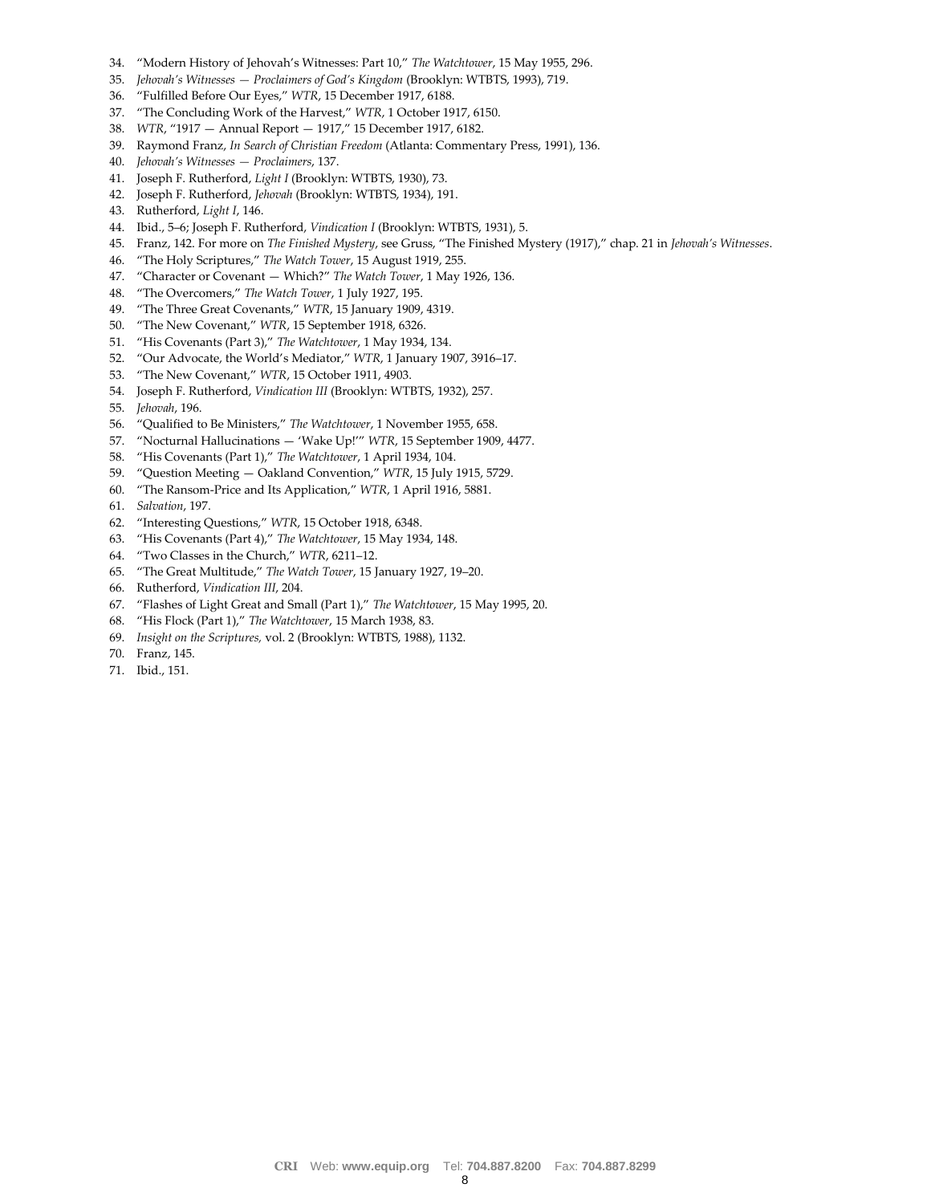34. "Modern History of Jehovah's Witnesses: Part 10," *The Watchtower*, 15 May 1955, 296.
35. *Jehovah's Witnesses — Proclaimers of God's Kingdom* (Brooklyn: WTBTS, 1993), 719.
36. "Fulfilled Before Our Eyes," *WTR*, 15 December 1917, 6188.
37. "The Concluding Work of the Harvest," *WTR*, 1 October 1917, 6150.
38. *WTR*, "1917 — Annual Report — 1917," 15 December 1917, 6182.
39. Raymond Franz, *In Search of Christian Freedom* (Atlanta: Commentary Press, 1991), 136.
40. *Jehovah's Witnesses — Proclaimers*, 137.
41. Joseph F. Rutherford, *Light I* (Brooklyn: WTBTS, 1930), 73.
42. Joseph F. Rutherford, *Jehovah* (Brooklyn: WTBTS, 1934), 191.
43. Rutherford, *Light I*, 146.
44. Ibid., 5–6; Joseph F. Rutherford, *Vindication I* (Brooklyn: WTBTS, 1931), 5.
45. Franz, 142. For more on *The Finished Mystery*, see Gruss, "The Finished Mystery (1917)," chap. 21 in *Jehovah's Witnesses*.
46. "The Holy Scriptures," *The Watch Tower*, 15 August 1919, 255.
47. "Character or Covenant — Which?" *The Watch Tower*, 1 May 1926, 136.
48. "The Overcomers," *The Watch Tower*, 1 July 1927, 195.
49. "The Three Great Covenants," *WTR*, 15 January 1909, 4319.
50. "The New Covenant," *WTR*, 15 September 1918, 6326.
51. "His Covenants (Part 3)," *The Watchtower*, 1 May 1934, 134.
52. "Our Advocate, the World's Mediator," *WTR*, 1 January 1907, 3916–17.
53. "The New Covenant," *WTR*, 15 October 1911, 4903.
54. Joseph F. Rutherford, *Vindication III* (Brooklyn: WTBTS, 1932), 257.
55. *Jehovah*, 196.
56. "Qualified to Be Ministers," *The Watchtower*, 1 November 1955, 658.
57. "Nocturnal Hallucinations — 'Wake Up!'" *WTR*, 15 September 1909, 4477.
58. "His Covenants (Part 1)," *The Watchtower*, 1 April 1934, 104.
59. "Question Meeting — Oakland Convention," *WTR*, 15 July 1915, 5729.
60. "The Ransom-Price and Its Application," *WTR*, 1 April 1916, 5881.
61. *Salvation*, 197.
62. "Interesting Questions," *WTR*, 15 October 1918, 6348.
63. "His Covenants (Part 4)," *The Watchtower*, 15 May 1934, 148.
64. "Two Classes in the Church," *WTR*, 6211–12.
65. "The Great Multitude," *The Watch Tower*, 15 January 1927, 19–20.
66. Rutherford, *Vindication III*, 204.
67. "Flashes of Light Great and Small (Part 1)," *The Watchtower*, 15 May 1995, 20.
68. "His Flock (Part 1)," *The Watchtower*, 15 March 1938, 83.
69. *Insight on the Scriptures*, vol. 2 (Brooklyn: WTBTS, 1988), 1132.
70. Franz, 145.
71. Ibid., 151.